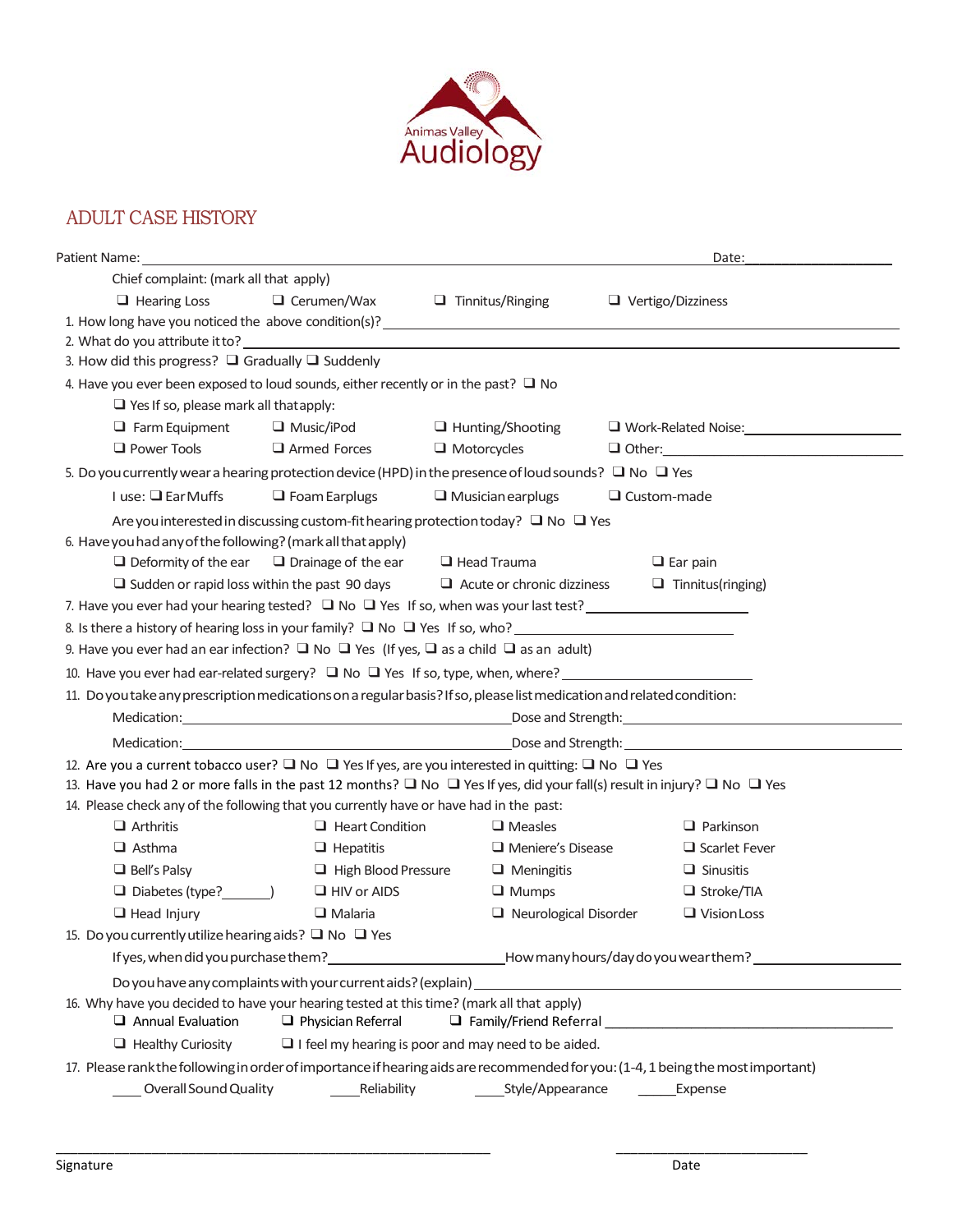Animas Valley
Audiology

## ADULT CASE HISTORY

Patient Name: ______________________________________________ Date: ____________________

Chief complaint: (mark all that apply)

❑ Hearing Loss ❑ Cerumen/Wax ❑ Tinnitus/Ringing ❑ Vertigo/Dizziness

1. How long have you noticed the above condition(s)? ____________________
2. What do you attribute it to? ____________________
3. How did this progress? ❑ Gradually ❑ Suddenly
4. Have you ever been exposed to loud sounds, either recently or in the past? ❑ No

   ❑ Yes If so, please mark all that apply:

   ❑ Farm Equipment ❑ Music/iPod ❑ Hunting/Shooting ❑ Work-Related Noise: ____________

   ❑ Power Tools ❑ Armed Forces ❑ Motorcycles ❑ Other: ____________
5. Do you currently wear a hearing protection device (HPD) in the presence of loud sounds? ❑ No ❑ Yes

   I use: ❑ Ear Muffs ❑ Foam Earplugs ❑ Musician earplugs ❑ Custom-made

   Are you interested in discussing custom-fit hearing protection today? ❑ No ❑ Yes
6. Have you had any of the following? (mark all that apply)

   ❑ Deformity of the ear ❑ Drainage of the ear ❑ Head Trauma ❑ Ear pain

   ❑ Sudden or rapid loss within the past 90 days ❑ Acute or chronic dizziness ❑ Tinnitus(ringing)
7. Have you ever had your hearing tested? ❑ No ❑ Yes If so, when was your last test? ____________
8. Is there a history of hearing loss in your family? ❑ No ❑ Yes If so, who? ____________
9. Have you ever had an ear infection? ❑ No ❑ Yes (If yes, ❑ as a child ❑ as an adult)
10. Have you ever had ear-related surgery? ❑ No ❑ Yes If so, type, when, where? ____________
11. Do you take any prescription medications on a regular basis? If so, please list medication and related condition:

    Medication: ____________________ Dose and Strength: ____________________

    Medication: ____________________ Dose and Strength: ____________________
12. Are you a current tobacco user? ❑ No ❑ Yes If yes, are you interested in quitting: ❑ No ❑ Yes
13. Have you had 2 or more falls in the past 12 months? ❑ No ❑ Yes If yes, did your fall(s) result in injury? ❑ No ❑ Yes
14. Please check any of the following that you currently have or have had in the past:

    ❑ Arthritis ❑ Heart Condition ❑ Measles ❑ Parkinson

    ❑ Asthma ❑ Hepatitis ❑ Meniere's Disease ❑ Scarlet Fever

    ❑ Bell's Palsy ❑ High Blood Pressure ❑ Meningitis ❑ Sinusitis

    ❑ Diabetes (type? ______) ❑ HIV or AIDS ❑ Mumps ❑ Stroke/TIA

    ❑ Head Injury ❑ Malaria ❑ Neurological Disorder ❑ Vision Loss
15. Do you currently utilize hearing aids? ❑ No ❑ Yes

    If yes, when did you purchase them? ____________ How many hours/day do you wear them? ____________

    Do you have any complaints with your current aids? (explain) ____________________
16. Why have you decided to have your hearing tested at this time? (mark all that apply)

    ❑ Annual Evaluation ❑ Physician Referral ❑ Family/Friend Referral ____________________

    ❑ Healthy Curiosity ❑ I feel my hearing is poor and may need to be aided.
17. Please rank the following in order of importance if hearing aids are recommended for you: (1-4, 1 being the most important)

    ____ Overall Sound Quality ____ Reliability ____ Style/Appearance ____ Expense

______________________________________________ ____________________

Signature Date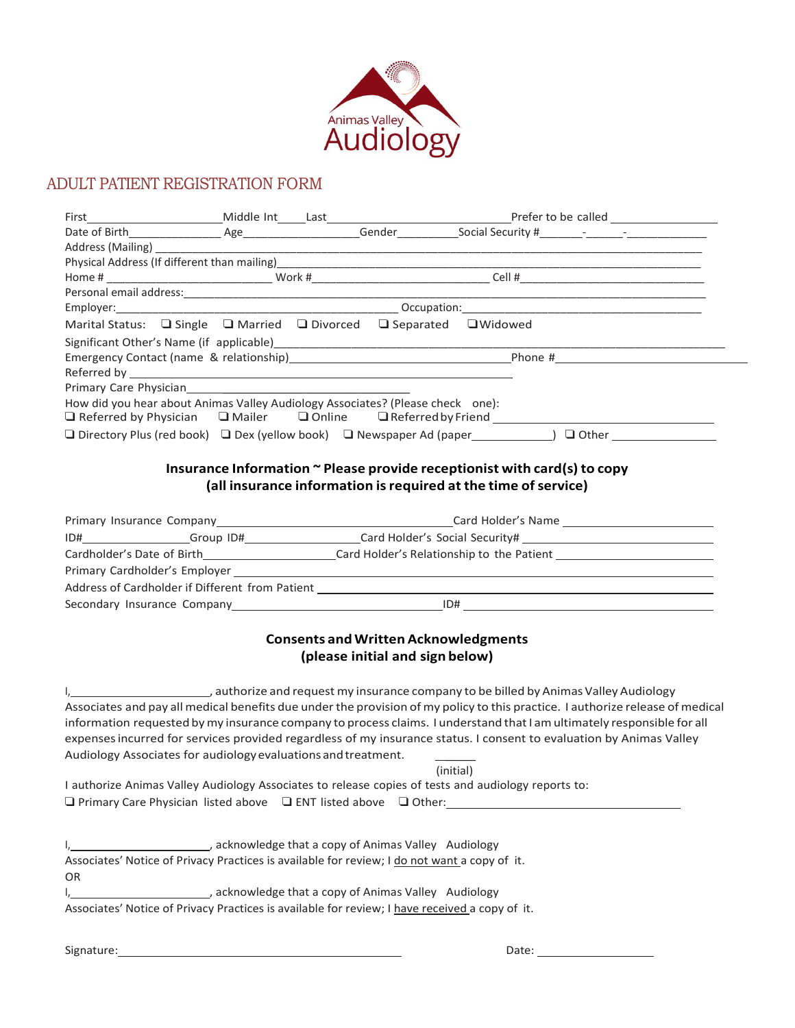Animas Valley Audiology

# ADULT PATIENT REGISTRATION FORM

First_______________________Middle Int_____Last_______________________________Prefer to be called ________________

Date of Birth________________ Age___________________Gender__________Social Security #_______-______-_____________

Address (Mailing) ______________________________________________________________________________

Physical Address (If different than mailing)____________________________________________________________

Home # ___________________________ Work #_____________________________ Cell #_____________________________

Personal email address:____________________________________________________________________________

Employer:_____________________________________________ Occupation:_________________________________________

Marital Status: ❑ Single ❑ Married ❑ Divorced ❑ Separated ❑ Widowed

Significant Other's Name (if applicable)_______________________________________________________________

Emergency Contact (name & relationship)___________________________________Phone #______________________________

Referred by ______________________________________________________________

Primary Care Physician_____________________________________________

How did you hear about Animas Valley Audiology Associates? (Please check one):

❑ Referred by Physician ❑ Mailer ❑ Online ❑ Referred by Friend _______________________________

❑ Directory Plus (red book) ❑ Dex (yellow book) ❑ Newspaper Ad (paper_____________) ❑ Other _________________

## Insurance Information ~ Please provide receptionist with card(s) to copy (all insurance information is required at the time of service)

Primary Insurance Company______________________________________Card Holder's Name _________________________

ID#_________________Group ID#____________________Card Holder's Social Security# ______________________________

Cardholder's Date of Birth_____________________Card Holder's Relationship to the Patient ___________________________

Primary Cardholder's Employer _____________________________________________________________________________

Address of Cardholder if Different from Patient ______________________________________________________________

Secondary Insurance Company_________________________________ID# ________________________________________

## Consents and Written Acknowledgments (please initial and sign below)

I,______________________, authorize and request my insurance company to be billed by Animas Valley Audiology Associates and pay all medical benefits due under the provision of my policy to this practice. I authorize release of medical information requested by my insurance company to process claims. I understand that I am ultimately responsible for all expenses incurred for services provided regardless of my insurance status. I consent to evaluation by Animas Valley Audiology Associates for audiology evaluations and treatment.

_______ (initial)

I authorize Animas Valley Audiology Associates to release copies of tests and audiology reports to:

❑ Primary Care Physician listed above ❑ ENT listed above ❑ Other:_______________________________________

I,______________________, acknowledge that a copy of Animas Valley Audiology Associates' Notice of Privacy Practices is available for review; I do not want a copy of it.

OR

I,______________________, acknowledge that a copy of Animas Valley Audiology Associates' Notice of Privacy Practices is available for review; I have received a copy of it.

Signature:_______________________________________________ Date: ____________________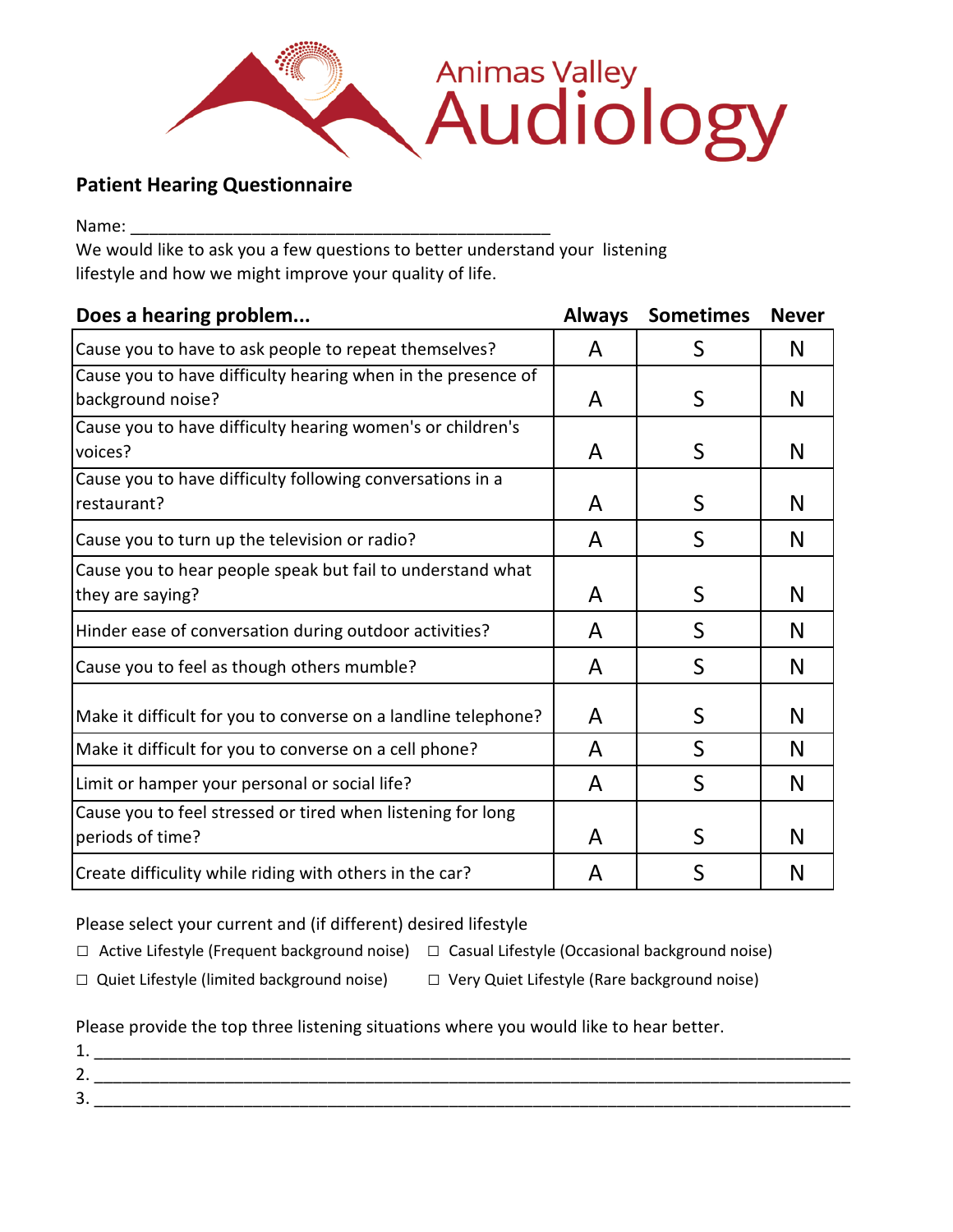Animas Valley Audiology

**Patient Hearing Questionnaire**

Name: ______________________________________________

We would like to ask you a few questions to better understand your listening lifestyle and how we might improve your quality of life.

| **Does a hearing problem...** | **Always** | **Sometimes** | **Never** |
|---|---|---|---|
| Cause you to have to ask people to repeat themselves? | A | S | N |
| Cause you to have difficulty hearing when in the presence of background noise? | A | S | N |
| Cause you to have difficulty hearing women's or children's voices? | A | S | N |
| Cause you to have difficulty following conversations in a restaurant? | A | S | N |
| Cause you to turn up the television or radio? | A | S | N |
| Cause you to hear people speak but fail to understand what they are saying? | A | S | N |
| Hinder ease of conversation during outdoor activities? | A | S | N |
| Cause you to feel as though others mumble? | A | S | N |
| Make it difficult for you to converse on a landline telephone? | A | S | N |
| Make it difficult for you to converse on a cell phone? | A | S | N |
| Limit or hamper your personal or social life? | A | S | N |
| Cause you to feel stressed or tired when listening for long periods of time? | A | S | N |
| Create difficulty while riding with others in the car? | A | S | N |

Please select your current and (if different) desired lifestyle

☐ Active Lifestyle (Frequent background noise) ☐ Casual Lifestyle (Occasional background noise)

☐ Quiet Lifestyle (limited background noise) ☐ Very Quiet Lifestyle (Rare background noise)

Please provide the top three listening situations where you would like to hear better.

1. ______________________________________________________________________________
2. ______________________________________________________________________________
3. ______________________________________________________________________________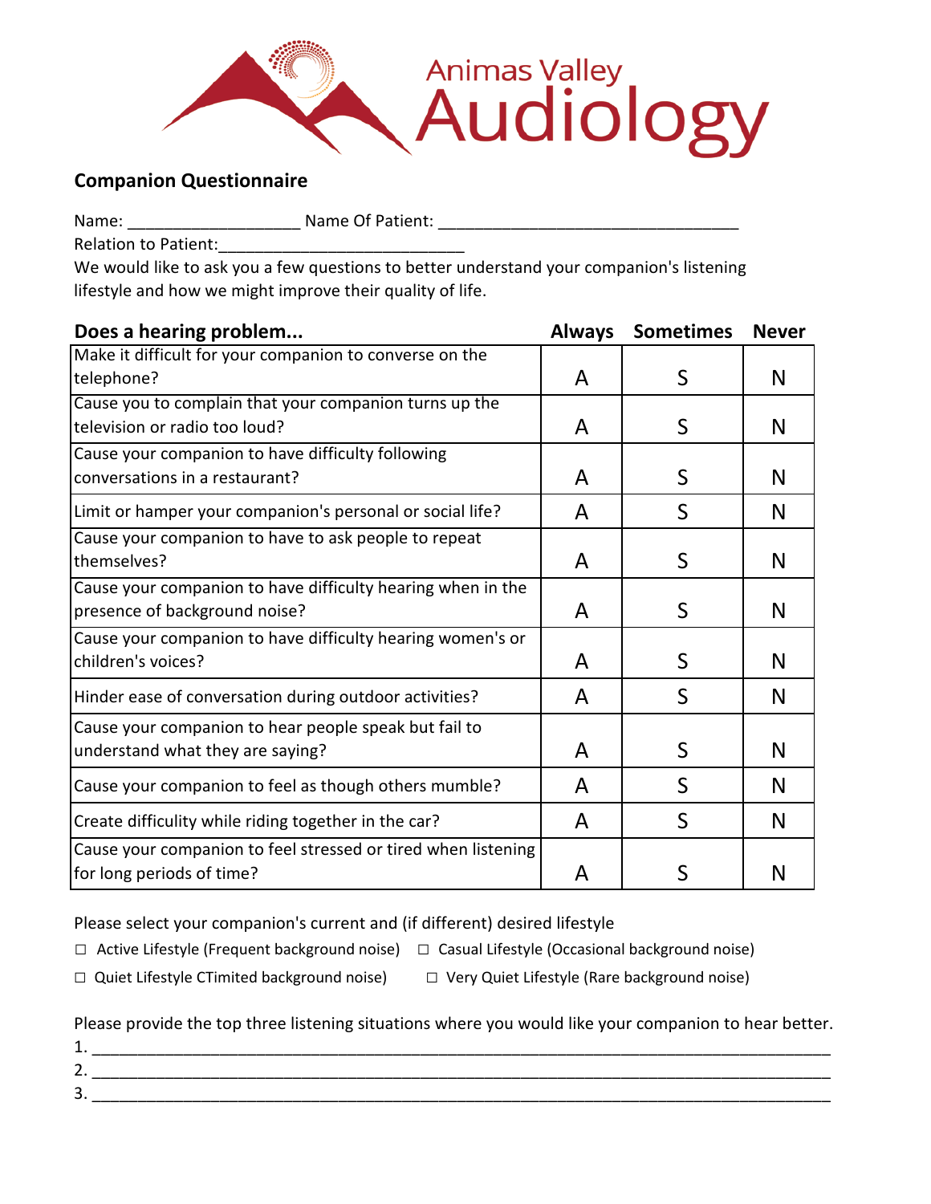Animas Valley Audiology

## Companion Questionnaire

Name: ___________________ Name Of Patient: _________________________________

Relation to Patient:___________________________

We would like to ask you a few questions to better understand your companion's listening lifestyle and how we might improve their quality of life.

| Does a hearing problem... | Always | Sometimes | Never |
| --- | --- | --- | --- |
| Make it difficult for your companion to converse on the telephone? | A | S | N |
| Cause you to complain that your companion turns up the television or radio too loud? | A | S | N |
| Cause your companion to have difficulty following conversations in a restaurant? | A | S | N |
| Limit or hamper your companion's personal or social life? | A | S | N |
| Cause your companion to have to ask people to repeat themselves? | A | S | N |
| Cause your companion to have difficulty hearing when in the presence of background noise? | A | S | N |
| Cause your companion to have difficulty hearing women's or children's voices? | A | S | N |
| Hinder ease of conversation during outdoor activities? | A | S | N |
| Cause your companion to hear people speak but fail to understand what they are saying? | A | S | N |
| Cause your companion to feel as though others mumble? | A | S | N |
| Create difficulty while riding together in the car? | A | S | N |
| Cause your companion to feel stressed or tired when listening for long periods of time? | A | S | N |

Please select your companion's current and (if different) desired lifestyle

☐ Active Lifestyle (Frequent background noise) ☐ Casual Lifestyle (Occasional background noise)

☐ Quiet Lifestyle CTimited background noise) ☐ Very Quiet Lifestyle (Rare background noise)

Please provide the top three listening situations where you would like your companion to hear better.

1. ________________________________________________________________________________
2. ________________________________________________________________________________
3. ________________________________________________________________________________